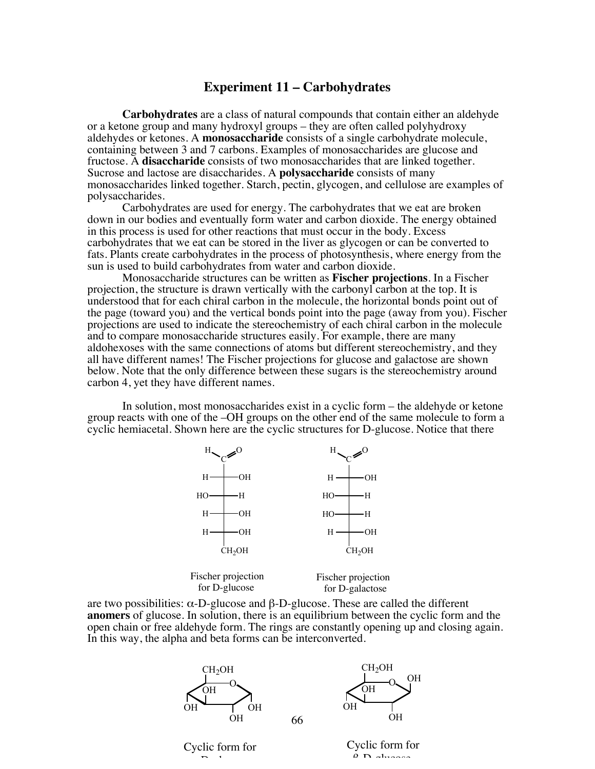# Experiment 11 – Carbohydrates

**Carbohydrates** are a class of natural compounds that contain either an aldehyde or a ketone group and many hydroxyl groups – they are often called polyhydroxy aldehydes or ketones. A **monosaccharide** consists of a single carbohydrate molecule, containing between 3 and 7 carbons. Examples of monosaccharides are glucose and fructose. A **disaccharide** consists of two monosaccharides that are linked together. Sucrose and lactose are disaccharides. A **polysaccharide** consists of many monosaccharides linked together. Starch, pectin, glycogen, and cellulose are examples of polysaccharides.

Carbohydrates are used for energy. The carbohydrates that we eat are broken down in our bodies and eventually form water and carbon dioxide. The energy obtained in this process is used for other reactions that must occur in the body. Excess carbohydrates that we eat can be stored in the liver as glycogen or can be converted to fats. Plants create carbohydrates in the process of photosynthesis, where energy from the sun is used to build carbohydrates from water and carbon dioxide.

Monosaccharide structures can be written as **Fischer projections**. In a Fischer projection, the structure is drawn vertically with the carbonyl carbon at the top. It is understood that for each chiral carbon in the molecule, the horizontal bonds point out of the page (toward you) and the vertical bonds point into the page (away from you). Fischer projections are used to indicate the stereochemistry of each chiral carbon in the molecule and to compare monosaccharide structures easily. For example, there are many aldohexoses with the same connections of atoms but different stereochemistry, and they all have different names! The Fischer projections for glucose and galactose are shown below. Note that the only difference between these sugars is the stereochemistry around carbon 4, yet they have different names.

In solution, most monosaccharides exist in a cyclic form – the aldehyde or ketone group reacts with one of the –OH groups on the other end of the same molecule to form a cyclic hemiacetal. Shown here are the cyclic structures for D-glucose. Notice that there are two possibilities: α-D-glucose and β-D-glucose. These are called the different **anomers** of glucose. In solution, there is an equilibrium between the cyclic form and the open chain or free aldehyde form. The rings are constantly opening up and closing again. In this way, the alpha and beta forms can be interconverted.

| Fischer projection for D-glucose | Fischer projection for D-galactose |
| --- | --- |
| CHO | CHO |
| H — C — OH | H — C — OH |
| HO — C — H | HO — C — H |
| H — C — OH | HO — C — H |
| H — C — OH | H — C — OH |
| $CH_2OH$ | $CH_2OH$ |

Cyclic form for α-D-glucose

Cyclic form for β-D-glucose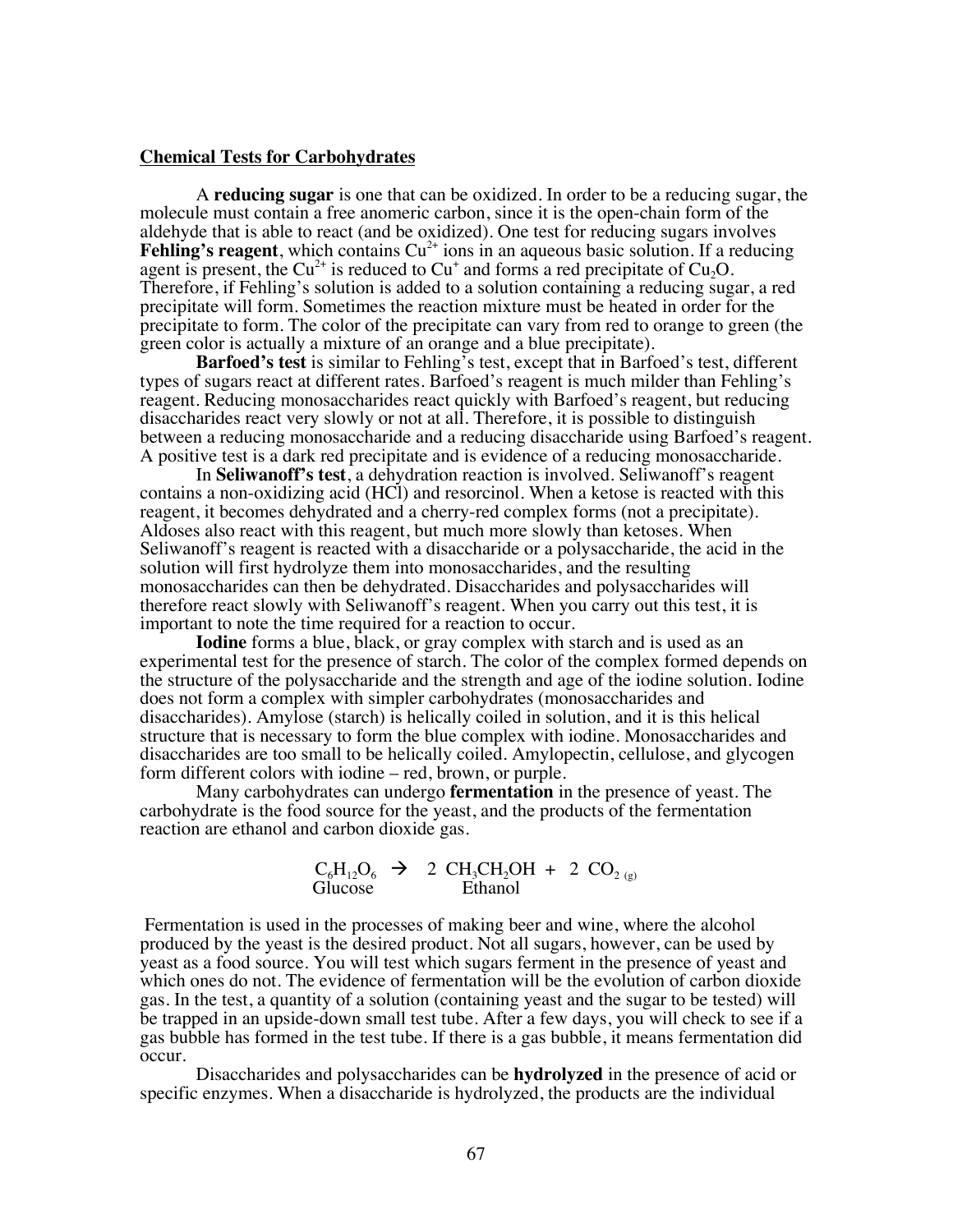## Chemical Tests for Carbohydrates

A **reducing sugar** is one that can be oxidized. In order to be a reducing sugar, the molecule must contain a free anomeric carbon, since it is the open-chain form of the aldehyde that is able to react (and be oxidized). One test for reducing sugars involves **Fehling's reagent**, which contains $Cu^{2+}$ ions in an aqueous basic solution. If a reducing agent is present, the $Cu^{2+}$ is reduced to $Cu^{+}$ and forms a red precipitate of $Cu_2O$. Therefore, if Fehling's solution is added to a solution containing a reducing sugar, a red precipitate will form. Sometimes the reaction mixture must be heated in order for the precipitate to form. The color of the precipitate can vary from red to orange to green (the green color is actually a mixture of an orange and a blue precipitate).

**Barfoed's test** is similar to Fehling's test, except that in Barfoed's test, different types of sugars react at different rates. Barfoed's reagent is much milder than Fehling's reagent. Reducing monosaccharides react quickly with Barfoed's reagent, but reducing disaccharides react very slowly or not at all. Therefore, it is possible to distinguish between a reducing monosaccharide and a reducing disaccharide using Barfoed's reagent. A positive test is a dark red precipitate and is evidence of a reducing monosaccharide.

In **Seliwanoff's test**, a dehydration reaction is involved. Seliwanoff's reagent contains a non-oxidizing acid (HCl) and resorcinol. When a ketose is reacted with this reagent, it becomes dehydrated and a cherry-red complex forms (not a precipitate). Aldoses also react with this reagent, but much more slowly than ketoses. When Seliwanoff's reagent is reacted with a disaccharide or a polysaccharide, the acid in the solution will first hydrolyze them into monosaccharides, and the resulting monosaccharides can then be dehydrated. Disaccharides and polysaccharides will therefore react slowly with Seliwanoff's reagent. When you carry out this test, it is important to note the time required for a reaction to occur.

**Iodine** forms a blue, black, or gray complex with starch and is used as an experimental test for the presence of starch. The color of the complex formed depends on the structure of the polysaccharide and the strength and age of the iodine solution. Iodine does not form a complex with simpler carbohydrates (monosaccharides and disaccharides). Amylose (starch) is helically coiled in solution, and it is this helical structure that is necessary to form the blue complex with iodine. Monosaccharides and disaccharides are too small to be helically coiled. Amylopectin, cellulose, and glycogen form different colors with iodine – red, brown, or purple.

Many carbohydrates can undergo **fermentation** in the presence of yeast. The carbohydrate is the food source for the yeast, and the products of the fermentation reaction are ethanol and carbon dioxide gas.

$$\underset{\text{Glucose}}{C_6H_{12}O_6} \rightarrow 2\ \underset{\text{Ethanol}}{CH_3CH_2OH} + 2\ CO_{2\,(g)}$$

Fermentation is used in the processes of making beer and wine, where the alcohol produced by the yeast is the desired product. Not all sugars, however, can be used by yeast as a food source. You will test which sugars ferment in the presence of yeast and which ones do not. The evidence of fermentation will be the evolution of carbon dioxide gas. In the test, a quantity of a solution (containing yeast and the sugar to be tested) will be trapped in an upside-down small test tube. After a few days, you will check to see if a gas bubble has formed in the test tube. If there is a gas bubble, it means fermentation did occur.

Disaccharides and polysaccharides can be **hydrolyzed** in the presence of acid or specific enzymes. When a disaccharide is hydrolyzed, the products are the individual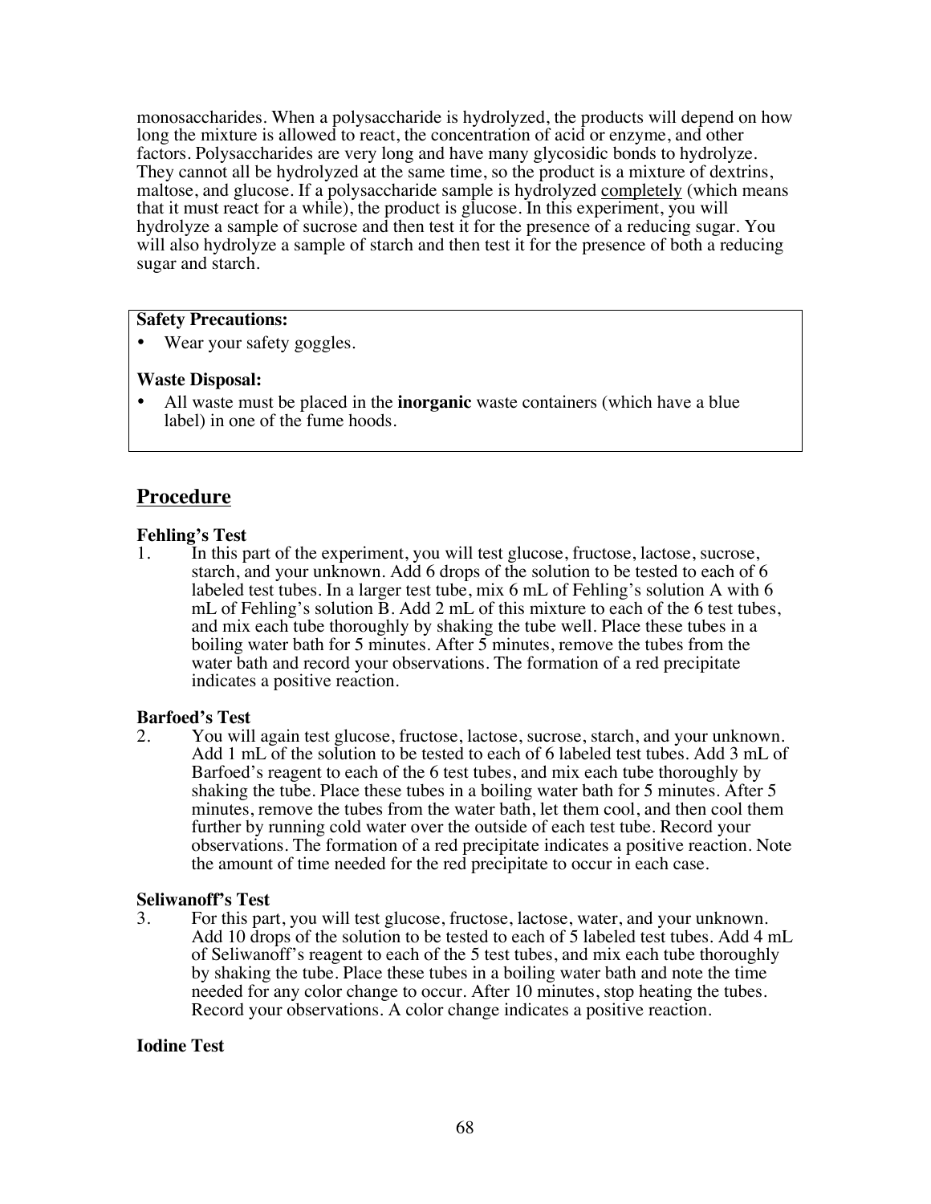monosaccharides. When a polysaccharide is hydrolyzed, the products will depend on how long the mixture is allowed to react, the concentration of acid or enzyme, and other factors. Polysaccharides are very long and have many glycosidic bonds to hydrolyze. They cannot all be hydrolyzed at the same time, so the product is a mixture of dextrins, maltose, and glucose. If a polysaccharide sample is hydrolyzed <u>completely</u> (which means that it must react for a while), the product is glucose. In this experiment, you will hydrolyze a sample of sucrose and then test it for the presence of a reducing sugar. You will also hydrolyze a sample of starch and then test it for the presence of both a reducing sugar and starch.

**Safety Precautions:**

- Wear your safety goggles.

**Waste Disposal:**

- All waste must be placed in the **inorganic** waste containers (which have a blue label) in one of the fume hoods.

## Procedure

**Fehling's Test**

1. In this part of the experiment, you will test glucose, fructose, lactose, sucrose, starch, and your unknown. Add 6 drops of the solution to be tested to each of 6 labeled test tubes. In a larger test tube, mix 6 mL of Fehling's solution A with 6 mL of Fehling's solution B. Add 2 mL of this mixture to each of the 6 test tubes, and mix each tube thoroughly by shaking the tube well. Place these tubes in a boiling water bath for 5 minutes. After 5 minutes, remove the tubes from the water bath and record your observations. The formation of a red precipitate indicates a positive reaction.

**Barfoed's Test**

2. You will again test glucose, fructose, lactose, sucrose, starch, and your unknown. Add 1 mL of the solution to be tested to each of 6 labeled test tubes. Add 3 mL of Barfoed's reagent to each of the 6 test tubes, and mix each tube thoroughly by shaking the tube. Place these tubes in a boiling water bath for 5 minutes. After 5 minutes, remove the tubes from the water bath, let them cool, and then cool them further by running cold water over the outside of each test tube. Record your observations. The formation of a red precipitate indicates a positive reaction. Note the amount of time needed for the red precipitate to occur in each case.

**Seliwanoff's Test**

3. For this part, you will test glucose, fructose, lactose, water, and your unknown. Add 10 drops of the solution to be tested to each of 5 labeled test tubes. Add 4 mL of Seliwanoff's reagent to each of the 5 test tubes, and mix each tube thoroughly by shaking the tube. Place these tubes in a boiling water bath and note the time needed for any color change to occur. After 10 minutes, stop heating the tubes. Record your observations. A color change indicates a positive reaction.

**Iodine Test**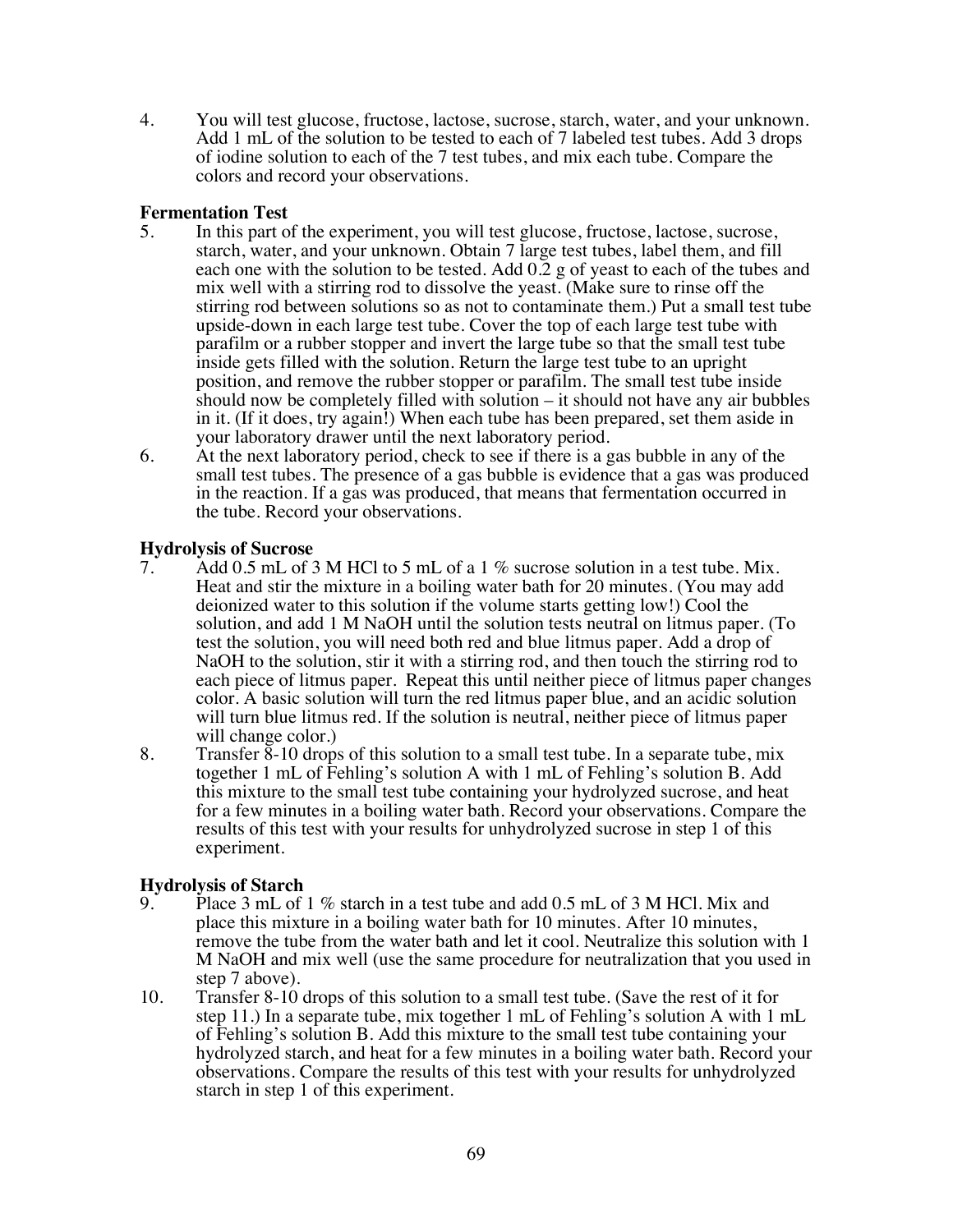4. You will test glucose, fructose, lactose, sucrose, starch, water, and your unknown. Add 1 mL of the solution to be tested to each of 7 labeled test tubes. Add 3 drops of iodine solution to each of the 7 test tubes, and mix each tube. Compare the colors and record your observations.

**Fermentation Test**

5. In this part of the experiment, you will test glucose, fructose, lactose, sucrose, starch, water, and your unknown. Obtain 7 large test tubes, label them, and fill each one with the solution to be tested. Add 0.2 g of yeast to each of the tubes and mix well with a stirring rod to dissolve the yeast. (Make sure to rinse off the stirring rod between solutions so as not to contaminate them.) Put a small test tube upside-down in each large test tube. Cover the top of each large test tube with parafilm or a rubber stopper and invert the large tube so that the small test tube inside gets filled with the solution. Return the large test tube to an upright position, and remove the rubber stopper or parafilm. The small test tube inside should now be completely filled with solution – it should not have any air bubbles in it. (If it does, try again!) When each tube has been prepared, set them aside in your laboratory drawer until the next laboratory period.
6. At the next laboratory period, check to see if there is a gas bubble in any of the small test tubes. The presence of a gas bubble is evidence that a gas was produced in the reaction. If a gas was produced, that means that fermentation occurred in the tube. Record your observations.

**Hydrolysis of Sucrose**

7. Add 0.5 mL of 3 M HCl to 5 mL of a 1 % sucrose solution in a test tube. Mix. Heat and stir the mixture in a boiling water bath for 20 minutes. (You may add deionized water to this solution if the volume starts getting low!) Cool the solution, and add 1 M NaOH until the solution tests neutral on litmus paper. (To test the solution, you will need both red and blue litmus paper. Add a drop of NaOH to the solution, stir it with a stirring rod, and then touch the stirring rod to each piece of litmus paper. Repeat this until neither piece of litmus paper changes color. A basic solution will turn the red litmus paper blue, and an acidic solution will turn blue litmus red. If the solution is neutral, neither piece of litmus paper will change color.)
8. Transfer 8-10 drops of this solution to a small test tube. In a separate tube, mix together 1 mL of Fehling's solution A with 1 mL of Fehling's solution B. Add this mixture to the small test tube containing your hydrolyzed sucrose, and heat for a few minutes in a boiling water bath. Record your observations. Compare the results of this test with your results for unhydrolyzed sucrose in step 1 of this experiment.

**Hydrolysis of Starch**

9. Place 3 mL of 1 % starch in a test tube and add 0.5 mL of 3 M HCl. Mix and place this mixture in a boiling water bath for 10 minutes. After 10 minutes, remove the tube from the water bath and let it cool. Neutralize this solution with 1 M NaOH and mix well (use the same procedure for neutralization that you used in step 7 above).
10. Transfer 8-10 drops of this solution to a small test tube. (Save the rest of it for step 11.) In a separate tube, mix together 1 mL of Fehling's solution A with 1 mL of Fehling's solution B. Add this mixture to the small test tube containing your hydrolyzed starch, and heat for a few minutes in a boiling water bath. Record your observations. Compare the results of this test with your results for unhydrolyzed starch in step 1 of this experiment.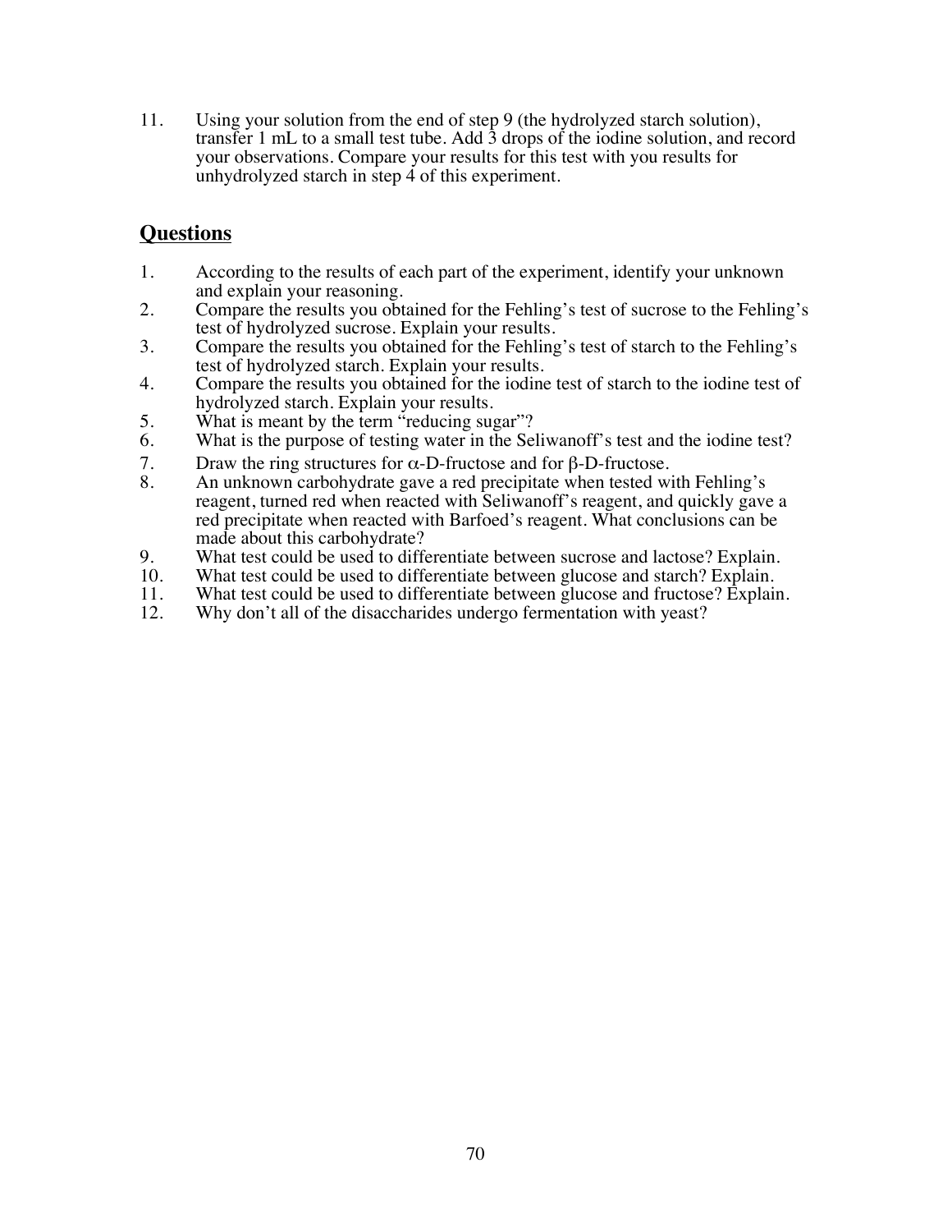11. Using your solution from the end of step 9 (the hydrolyzed starch solution), transfer 1 mL to a small test tube. Add 3 drops of the iodine solution, and record your observations. Compare your results for this test with you results for unhydrolyzed starch in step 4 of this experiment.

## Questions

1. According to the results of each part of the experiment, identify your unknown and explain your reasoning.
2. Compare the results you obtained for the Fehling's test of sucrose to the Fehling's test of hydrolyzed sucrose. Explain your results.
3. Compare the results you obtained for the Fehling's test of starch to the Fehling's test of hydrolyzed starch. Explain your results.
4. Compare the results you obtained for the iodine test of starch to the iodine test of hydrolyzed starch. Explain your results.
5. What is meant by the term "reducing sugar"?
6. What is the purpose of testing water in the Seliwanoff's test and the iodine test?
7. Draw the ring structures for $\alpha$-D-fructose and for $\beta$-D-fructose.
8. An unknown carbohydrate gave a red precipitate when tested with Fehling's reagent, turned red when reacted with Seliwanoff's reagent, and quickly gave a red precipitate when reacted with Barfoed's reagent. What conclusions can be made about this carbohydrate?
9. What test could be used to differentiate between sucrose and lactose? Explain.
10. What test could be used to differentiate between glucose and starch? Explain.
11. What test could be used to differentiate between glucose and fructose? Explain.
12. Why don't all of the disaccharides undergo fermentation with yeast?